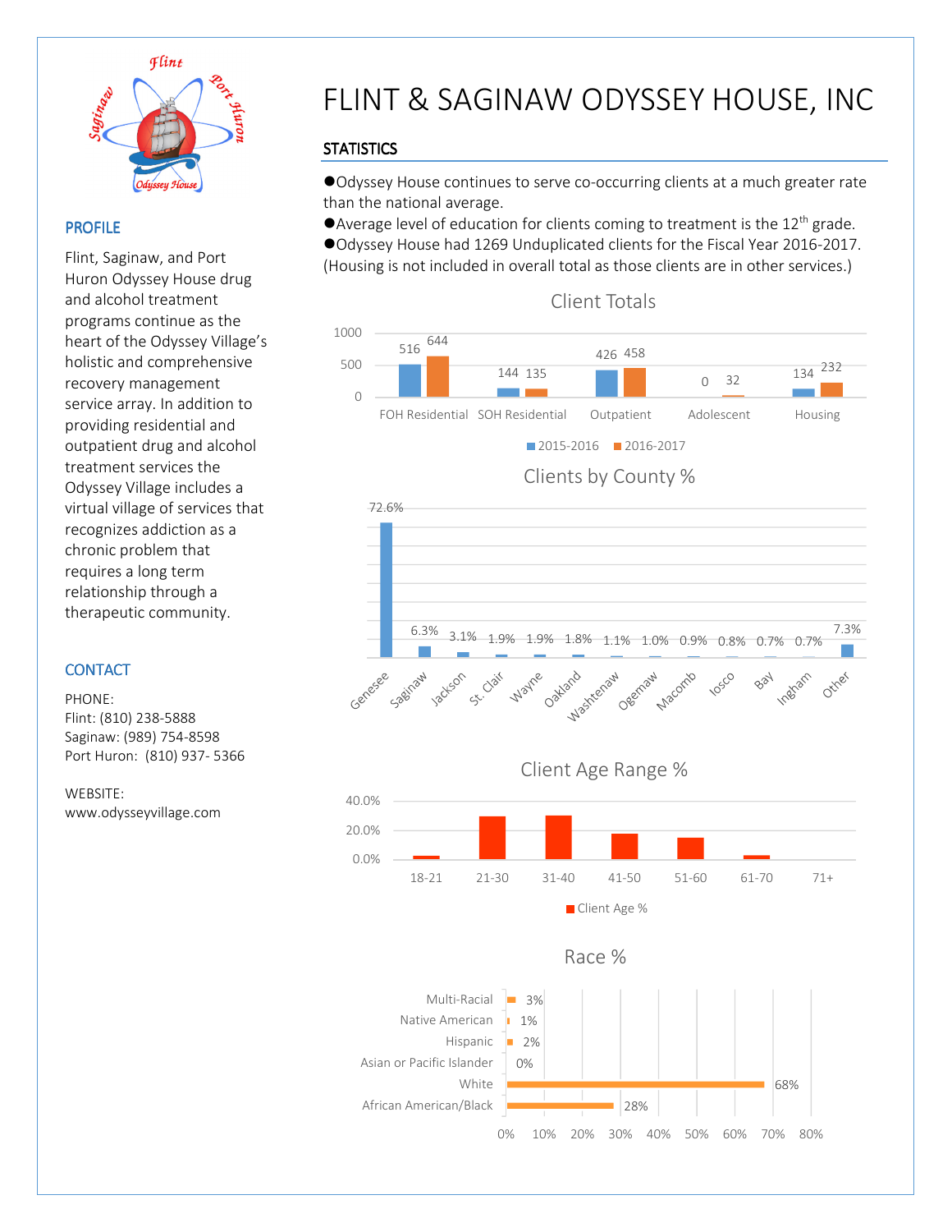# FLINT & SAGINAW ODYSSEY HOUSE, INC

## PROFILE

Flint, Saginaw, and Port Huron Odyssey House drug and alcohol treatment programs continue as the heart of the Odyssey Village's holistic and comprehensive recovery management service array. In addition to providing residential and outpatient drug and alcohol treatment services the Odyssey Village includes a virtual village of services that recognizes addiction as a chronic problem that requires a long term relationship through a therapeutic community.

## CONTACT

PHONE:
Flint: (810) 238-5888
Saginaw: (989) 754-8598
Port Huron: (810) 937- 5366

WEBSITE:
www.odysseyvillage.com

## STATISTICS

●Odyssey House continues to serve co-occurring clients at a much greater rate than the national average.
●Average level of education for clients coming to treatment is the 12th grade.
●Odyssey House had 1269 Unduplicated clients for the Fiscal Year 2016-2017. (Housing is not included in overall total as those clients are in other services.)

### Client Totals

| | 2015-2016 | 2016-2017 |
|---|---|---|
| FOH Residential | 516 | 644 |
| SOH Residential | 144 | 135 |
| Outpatient | 426 | 458 |
| Adolescent | 0 | 32 |
| Housing | 134 | 232 |

### Clients by County %

| County | % |
|---|---|
| Genesee | 72.6% |
| Saginaw | 6.3% |
| Jackson | 3.1% |
| St. Clair | 1.9% |
| Wayne | 1.9% |
| Oakland | 1.8% |
| Washtenaw | 1.1% |
| Ogemaw | 1.0% |
| Macomb | 0.9% |
| Iosco | 0.8% |
| Bay | 0.7% |
| Ingham | 0.7% |
| Other | 7.3% |

### Client Age Range %

| Age | Client Age % |
|---|---|
| 18-21 | |
| 21-30 | |
| 31-40 | |
| 41-50 | |
| 51-60 | |
| 61-70 | |
| 71+ | |

### Race %

| Race | % |
|---|---|
| Multi-Racial | 3% |
| Native American | 1% |
| Hispanic | 2% |
| Asian or Pacific Islander | 0% |
| White | 68% |
| African American/Black | 28% |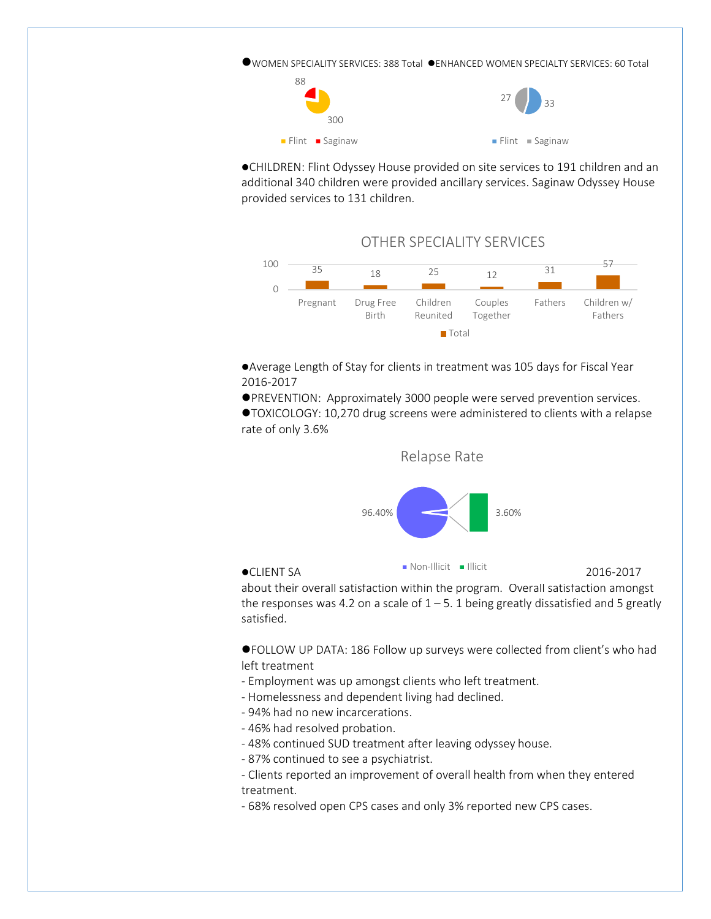●WOMEN SPECIALITY SERVICES: 388 Total ●ENHANCED WOMEN SPECIALTY SERVICES: 60 Total

| | Flint | Saginaw |
|---|---|---|
| Women Speciality Services | 300 | 88 |
| Enhanced Women Specialty Services | 33 | 27 |

●CHILDREN: Flint Odyssey House provided on site services to 191 children and an additional 340 children were provided ancillary services. Saginaw Odyssey House provided services to 131 children.

**OTHER SPECIALITY SERVICES**

| | Pregnant | Drug Free Birth | Children Reunited | Couples Together | Fathers | Children w/ Fathers |
|---|---|---|---|---|---|---|
| Total | 35 | 18 | 25 | 12 | 31 | 57 |

●Average Length of Stay for clients in treatment was 105 days for Fiscal Year 2016-2017

●PREVENTION: Approximately 3000 people were served prevention services.

●TOXICOLOGY: 10,270 drug screens were administered to clients with a relapse rate of only 3.6%

**Relapse Rate**

| Non-Illicit | Illicit |
|---|---|
| 96.40% | 3.60% |

●CLIENT SA 2016-2017 about their overall satisfaction within the program. Overall satisfaction amongst the responses was 4.2 on a scale of 1 – 5. 1 being greatly dissatisfied and 5 greatly satisfied.

●FOLLOW UP DATA: 186 Follow up surveys were collected from client's who had left treatment

- Employment was up amongst clients who left treatment.
- Homelessness and dependent living had declined.
- 94% had no new incarcerations.
- 46% had resolved probation.
- 48% continued SUD treatment after leaving odyssey house.
- 87% continued to see a psychiatrist.
- Clients reported an improvement of overall health from when they entered treatment.
- 68% resolved open CPS cases and only 3% reported new CPS cases.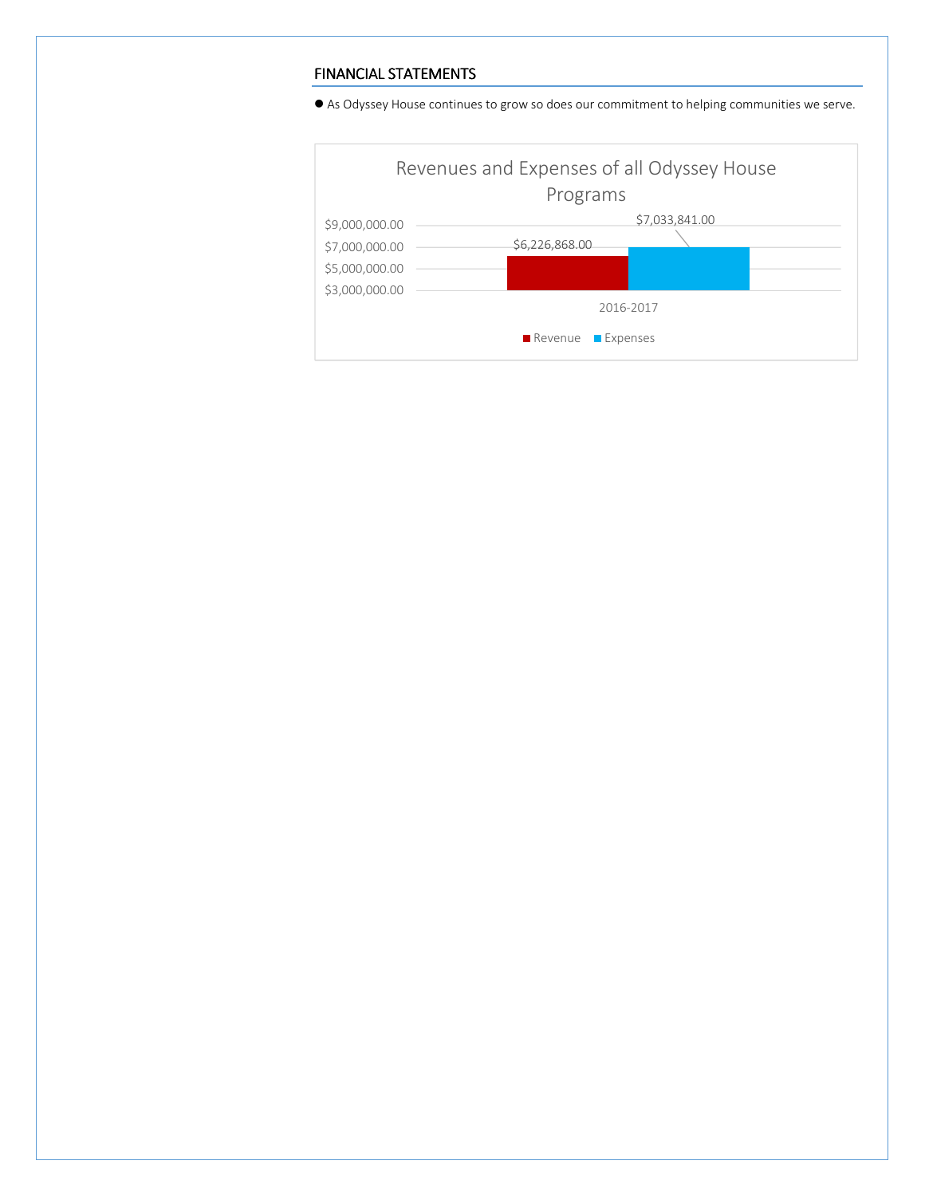## FINANCIAL STATEMENTS

- As Odyssey House continues to grow so does our commitment to helping communities we serve.

Revenues and Expenses of all Odyssey House Programs

$9,000,000.00
$7,000,000.00
$5,000,000.00
$3,000,000.00

$6,226,868.00
$7,033,841.00

2016-2017

Revenue
Expenses